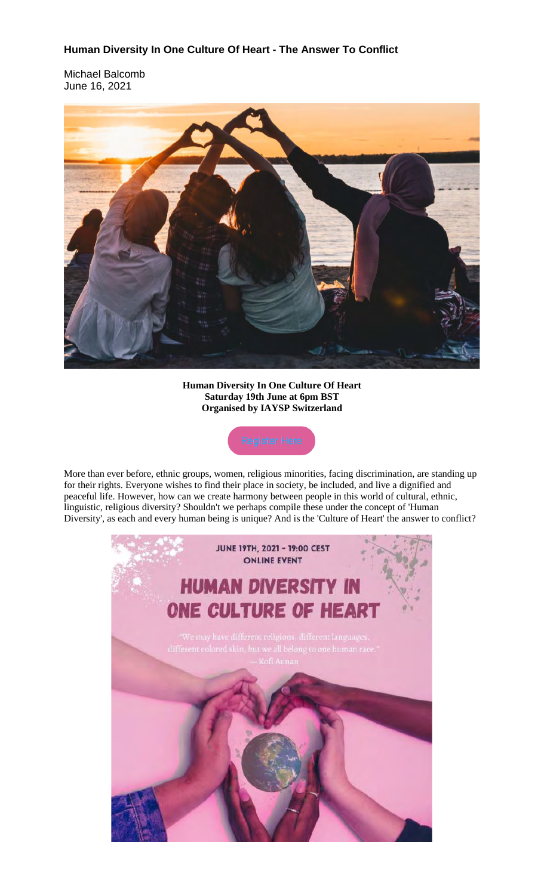# Human Diversity In One Culture Of Heart - The Answer To Conflict

Michael Balcomb
June 16, 2021

**Human Diversity In One Culture Of Heart**
**Saturday 19th June at 6pm BST**
**Organised by IAYSP Switzerland**

Register Here

More than ever before, ethnic groups, women, religious minorities, facing discrimination, are standing up for their rights. Everyone wishes to find their place in society, be included, and live a dignified and peaceful life. However, how can we create harmony between people in this world of cultural, ethnic, linguistic, religious diversity? Shouldn't we perhaps compile these under the concept of 'Human Diversity', as each and every human being is unique? And is the 'Culture of Heart' the answer to conflict?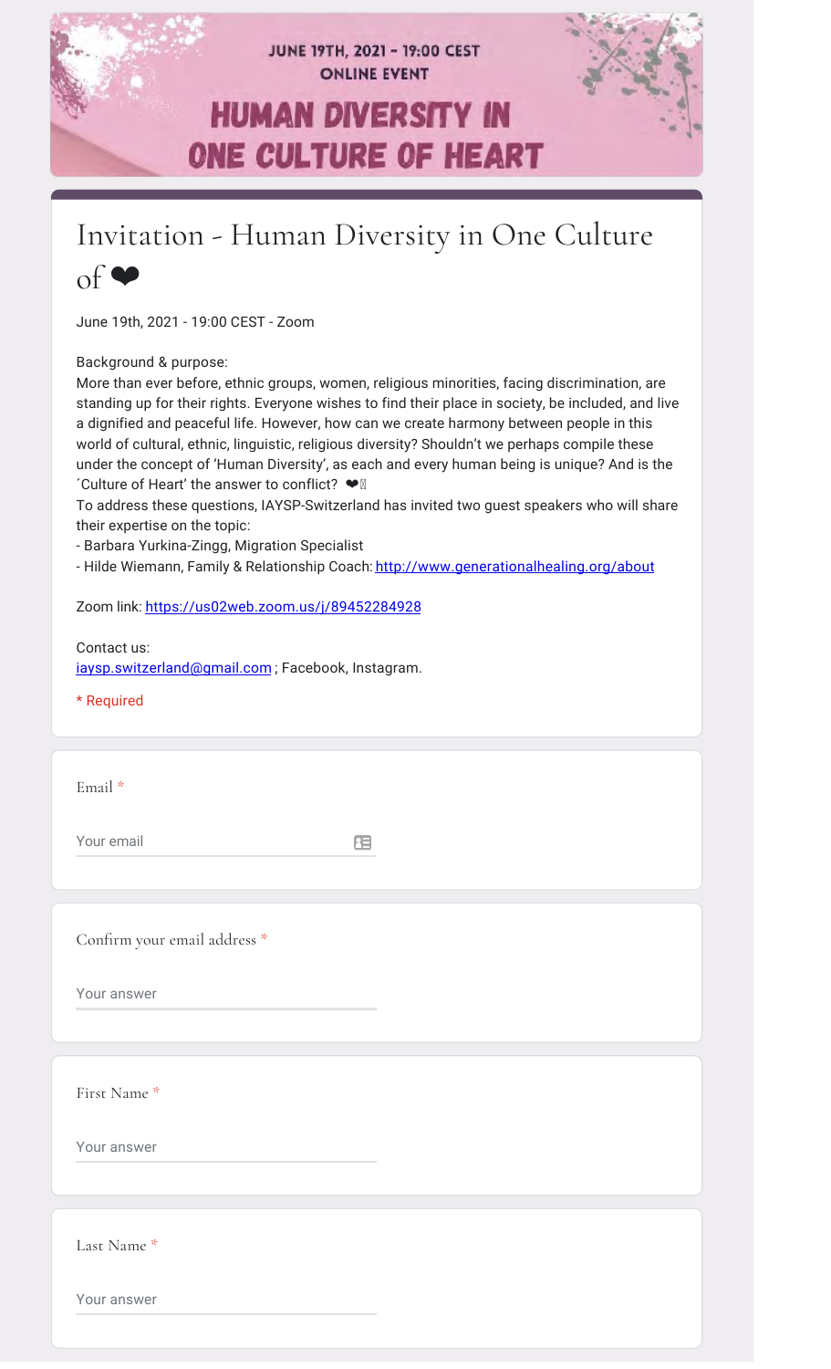JUNE 19TH, 2021 - 19:00 CEST
ONLINE EVENT

# HUMAN DIVERSITY IN ONE CULTURE OF HEART

## Invitation - Human Diversity in One Culture of ❤

June 19th, 2021 - 19:00 CEST - Zoom

Background & purpose:
More than ever before, ethnic groups, women, religious minorities, facing discrimination, are standing up for their rights. Everyone wishes to find their place in society, be included, and live a dignified and peaceful life. However, how can we create harmony between people in this world of cultural, ethnic, linguistic, religious diversity? Shouldn't we perhaps compile these under the concept of 'Human Diversity', as each and every human being is unique? And is the ´Culture of Heart' the answer to conflict? ❤
To address these questions, IAYSP-Switzerland has invited two guest speakers who will share their expertise on the topic:
- Barbara Yurkina-Zingg, Migration Specialist
- Hilde Wiemann, Family & Relationship Coach: http://www.generationalhealing.org/about

Zoom link: https://us02web.zoom.us/j/89452284928

Contact us:
iaysp.switzerland@gmail.com ; Facebook, Instagram.

* Required

Email *

Your email

Confirm your email address *

Your answer

First Name *

Your answer

Last Name *

Your answer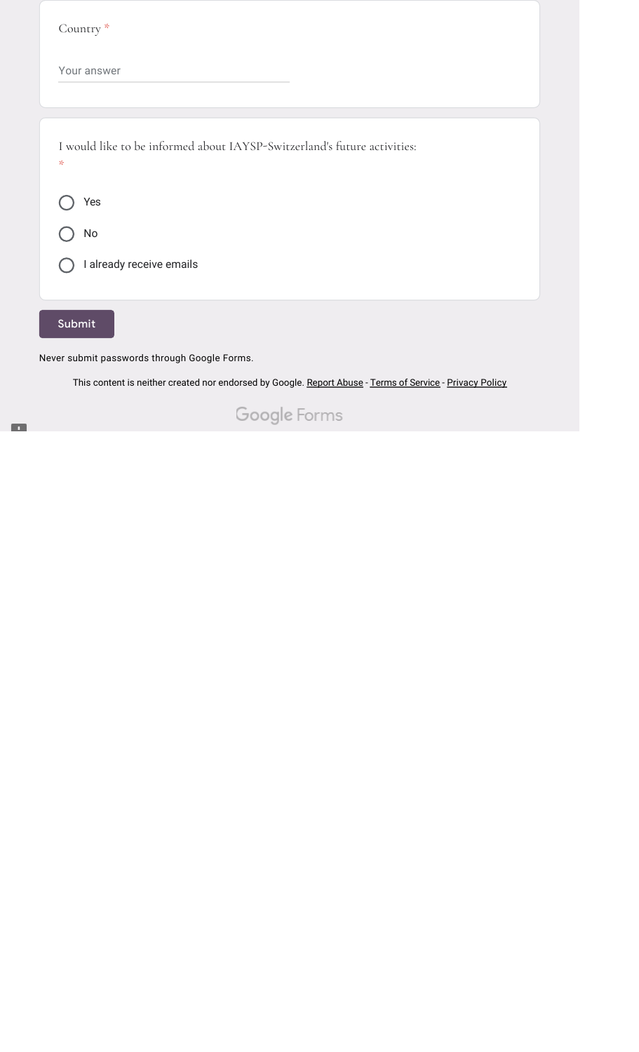Country *

Your answer

I would like to be informed about IAYSP-Switzerland's future activities: *

- Yes
- No
- I already receive emails

Submit

Never submit passwords through Google Forms.

This content is neither created nor endorsed by Google. Report Abuse - Terms of Service - Privacy Policy

Google Forms